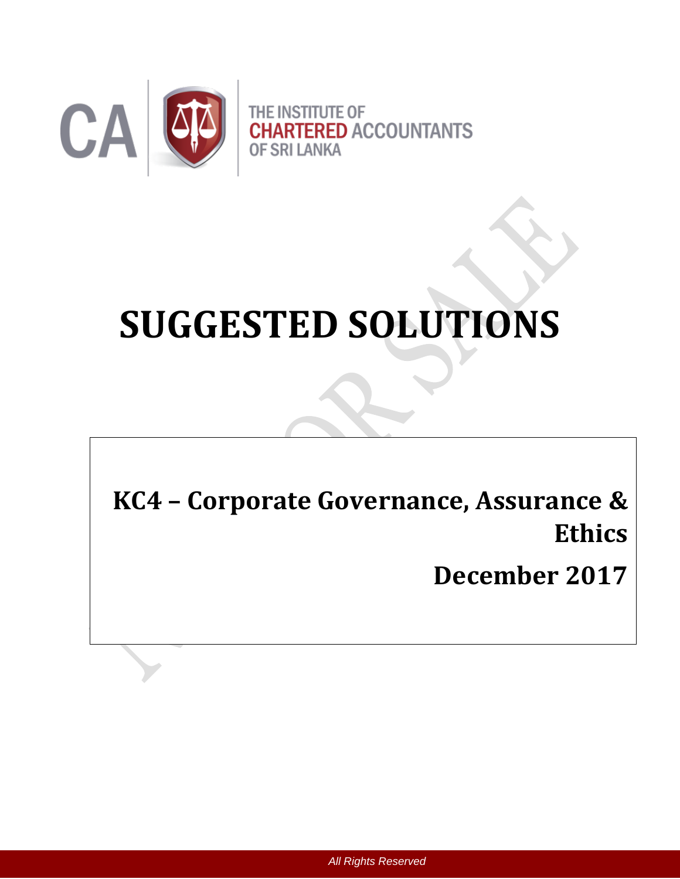THE INSTITUTE OF CHARTERED ACCOUNTANTS OF SRI LANKA

# SUGGESTED SOLUTIONS

## KC4 – Corporate Governance, Assurance & Ethics

## December 2017

*All Rights Reserved*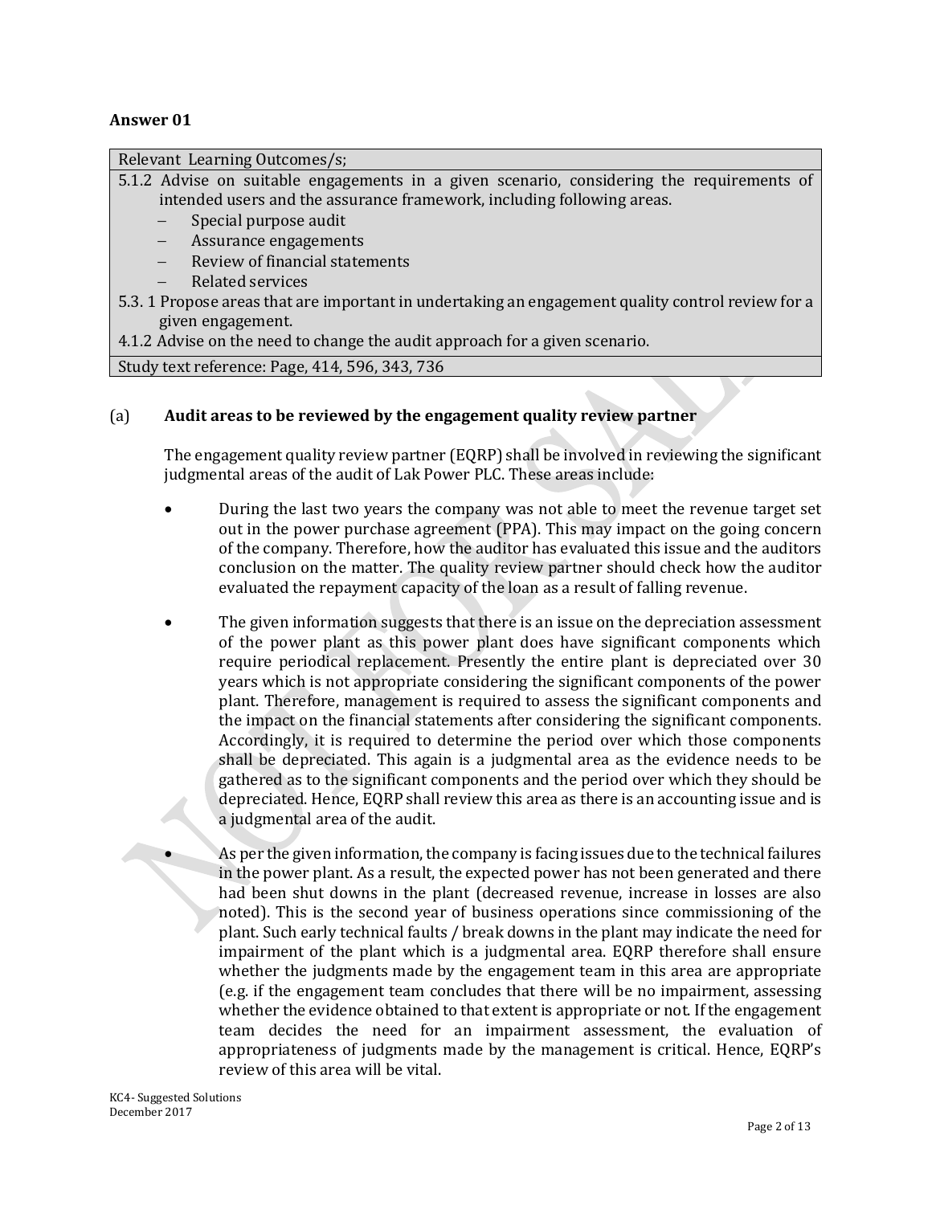## Answer 01

| Relevant Learning Outcomes/s; |
|---|
| 5.1.2 Advise on suitable engagements in a given scenario, considering the requirements of intended users and the assurance framework, including following areas.<br>– Special purpose audit<br>– Assurance engagements<br>– Review of financial statements<br>– Related services<br>5.3. 1 Propose areas that are important in undertaking an engagement quality control review for a given engagement.<br>4.1.2 Advise on the need to change the audit approach for a given scenario. |
| Study text reference: Page, 414, 596, 343, 736 |

(a) **Audit areas to be reviewed by the engagement quality review partner**

The engagement quality review partner (EQRP) shall be involved in reviewing the significant judgmental areas of the audit of Lak Power PLC. These areas include:

- During the last two years the company was not able to meet the revenue target set out in the power purchase agreement (PPA). This may impact on the going concern of the company. Therefore, how the auditor has evaluated this issue and the auditors conclusion on the matter. The quality review partner should check how the auditor evaluated the repayment capacity of the loan as a result of falling revenue.

- The given information suggests that there is an issue on the depreciation assessment of the power plant as this power plant does have significant components which require periodical replacement. Presently the entire plant is depreciated over 30 years which is not appropriate considering the significant components of the power plant. Therefore, management is required to assess the significant components and the impact on the financial statements after considering the significant components. Accordingly, it is required to determine the period over which those components shall be depreciated. This again is a judgmental area as the evidence needs to be gathered as to the significant components and the period over which they should be depreciated. Hence, EQRP shall review this area as there is an accounting issue and is a judgmental area of the audit.

- As per the given information, the company is facing issues due to the technical failures in the power plant. As a result, the expected power has not been generated and there had been shut downs in the plant (decreased revenue, increase in losses are also noted). This is the second year of business operations since commissioning of the plant. Such early technical faults / break downs in the plant may indicate the need for impairment of the plant which is a judgmental area. EQRP therefore shall ensure whether the judgments made by the engagement team in this area are appropriate (e.g. if the engagement team concludes that there will be no impairment, assessing whether the evidence obtained to that extent is appropriate or not. If the engagement team decides the need for an impairment assessment, the evaluation of appropriateness of judgments made by the management is critical. Hence, EQRP's review of this area will be vital.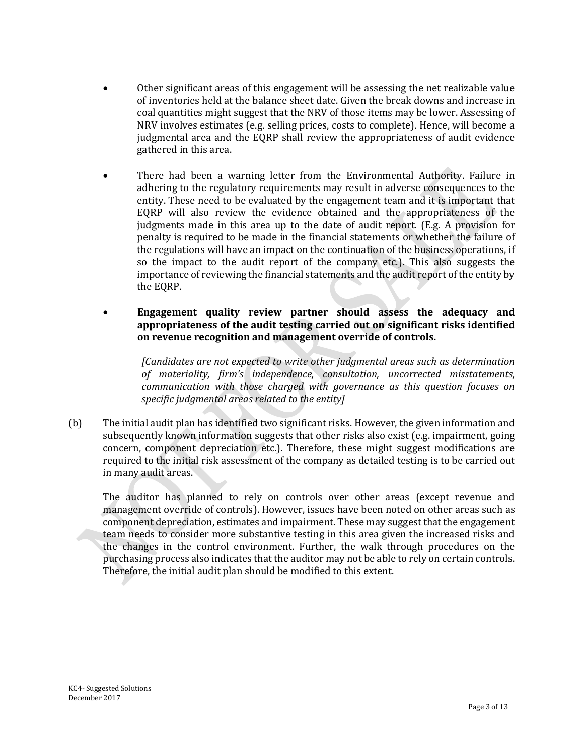- Other significant areas of this engagement will be assessing the net realizable value of inventories held at the balance sheet date. Given the break downs and increase in coal quantities might suggest that the NRV of those items may be lower. Assessing of NRV involves estimates (e.g. selling prices, costs to complete). Hence, will become a judgmental area and the EQRP shall review the appropriateness of audit evidence gathered in this area.

- There had been a warning letter from the Environmental Authority. Failure in adhering to the regulatory requirements may result in adverse consequences to the entity. These need to be evaluated by the engagement team and it is important that EQRP will also review the evidence obtained and the appropriateness of the judgments made in this area up to the date of audit report. (E.g. A provision for penalty is required to be made in the financial statements or whether the failure of the regulations will have an impact on the continuation of the business operations, if so the impact to the audit report of the company etc.). This also suggests the importance of reviewing the financial statements and the audit report of the entity by the EQRP.

- **Engagement quality review partner should assess the adequacy and appropriateness of the audit testing carried out on significant risks identified on revenue recognition and management override of controls.**

  *[Candidates are not expected to write other judgmental areas such as determination of materiality, firm's independence, consultation, uncorrected misstatements, communication with those charged with governance as this question focuses on specific judgmental areas related to the entity]*

(b) The initial audit plan has identified two significant risks. However, the given information and subsequently known information suggests that other risks also exist (e.g. impairment, going concern, component depreciation etc.). Therefore, these might suggest modifications are required to the initial risk assessment of the company as detailed testing is to be carried out in many audit areas.

The auditor has planned to rely on controls over other areas (except revenue and management override of controls). However, issues have been noted on other areas such as component depreciation, estimates and impairment. These may suggest that the engagement team needs to consider more substantive testing in this area given the increased risks and the changes in the control environment. Further, the walk through procedures on the purchasing process also indicates that the auditor may not be able to rely on certain controls. Therefore, the initial audit plan should be modified to this extent.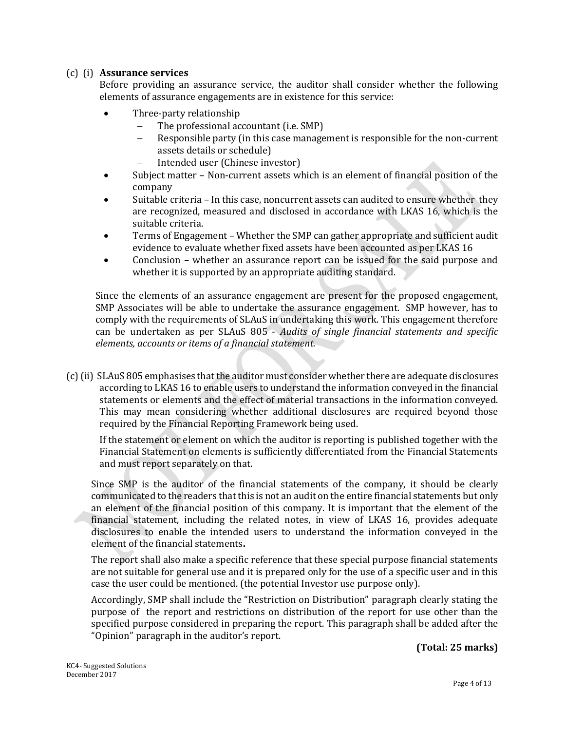(c) (i) **Assurance services**

Before providing an assurance service, the auditor shall consider whether the following elements of assurance engagements are in existence for this service:

- Three-party relationship
  - The professional accountant (i.e. SMP)
  - Responsible party (in this case management is responsible for the non-current assets details or schedule)
  - Intended user (Chinese investor)
- Subject matter – Non-current assets which is an element of financial position of the company
- Suitable criteria – In this case, noncurrent assets can audited to ensure whether they are recognized, measured and disclosed in accordance with LKAS 16, which is the suitable criteria.
- Terms of Engagement – Whether the SMP can gather appropriate and sufficient audit evidence to evaluate whether fixed assets have been accounted as per LKAS 16
- Conclusion – whether an assurance report can be issued for the said purpose and whether it is supported by an appropriate auditing standard.

Since the elements of an assurance engagement are present for the proposed engagement, SMP Associates will be able to undertake the assurance engagement. SMP however, has to comply with the requirements of SLAuS in undertaking this work. This engagement therefore can be undertaken as per SLAuS 805 - *Audits of single financial statements and specific elements, accounts or items of a financial statement.*

(c) (ii) SLAuS 805 emphasises that the auditor must consider whether there are adequate disclosures according to LKAS 16 to enable users to understand the information conveyed in the financial statements or elements and the effect of material transactions in the information conveyed. This may mean considering whether additional disclosures are required beyond those required by the Financial Reporting Framework being used.

If the statement or element on which the auditor is reporting is published together with the Financial Statement on elements is sufficiently differentiated from the Financial Statements and must report separately on that.

Since SMP is the auditor of the financial statements of the company, it should be clearly communicated to the readers that this is not an audit on the entire financial statements but only an element of the financial position of this company. It is important that the element of the financial statement, including the related notes, in view of LKAS 16, provides adequate disclosures to enable the intended users to understand the information conveyed in the element of the financial statements**.**

The report shall also make a specific reference that these special purpose financial statements are not suitable for general use and it is prepared only for the use of a specific user and in this case the user could be mentioned. (the potential Investor use purpose only).

Accordingly, SMP shall include the "Restriction on Distribution" paragraph clearly stating the purpose of the report and restrictions on distribution of the report for use other than the specified purpose considered in preparing the report. This paragraph shall be added after the "Opinion" paragraph in the auditor's report.

**(Total: 25 marks)**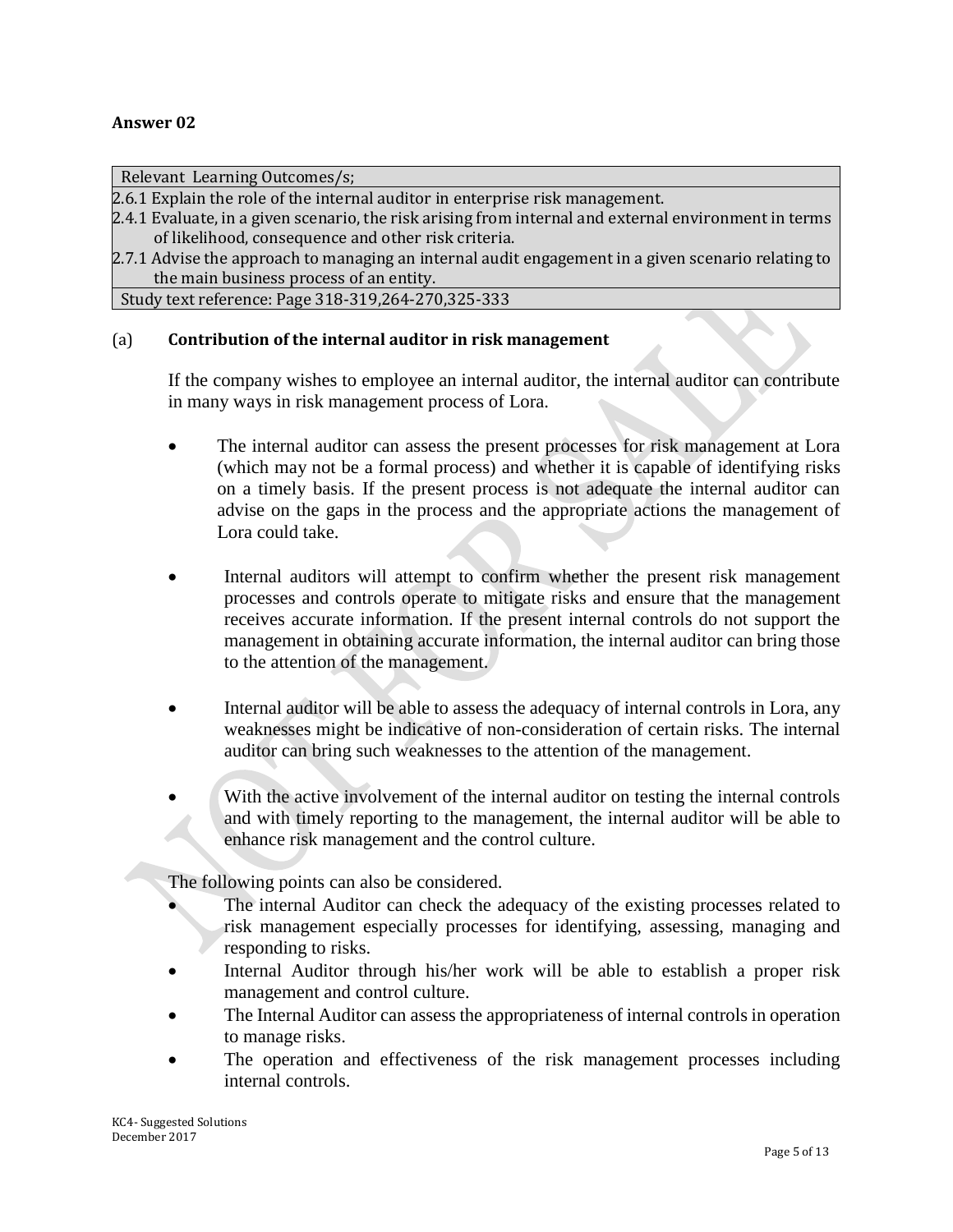**Answer 02**

| Relevant Learning Outcomes/s; |
|---|
| 2.6.1 Explain the role of the internal auditor in enterprise risk management. |
| 2.4.1 Evaluate, in a given scenario, the risk arising from internal and external environment in terms of likelihood, consequence and other risk criteria. |
| 2.7.1 Advise the approach to managing an internal audit engagement in a given scenario relating to the main business process of an entity. |
| Study text reference: Page 318-319,264-270,325-333 |

(a) **Contribution of the internal auditor in risk management**

If the company wishes to employee an internal auditor, the internal auditor can contribute in many ways in risk management process of Lora.

- The internal auditor can assess the present processes for risk management at Lora (which may not be a formal process) and whether it is capable of identifying risks on a timely basis. If the present process is not adequate the internal auditor can advise on the gaps in the process and the appropriate actions the management of Lora could take.

- Internal auditors will attempt to confirm whether the present risk management processes and controls operate to mitigate risks and ensure that the management receives accurate information. If the present internal controls do not support the management in obtaining accurate information, the internal auditor can bring those to the attention of the management.

- Internal auditor will be able to assess the adequacy of internal controls in Lora, any weaknesses might be indicative of non-consideration of certain risks. The internal auditor can bring such weaknesses to the attention of the management.

- With the active involvement of the internal auditor on testing the internal controls and with timely reporting to the management, the internal auditor will be able to enhance risk management and the control culture.

The following points can also be considered.

- The internal Auditor can check the adequacy of the existing processes related to risk management especially processes for identifying, assessing, managing and responding to risks.
- Internal Auditor through his/her work will be able to establish a proper risk management and control culture.
- The Internal Auditor can assess the appropriateness of internal controls in operation to manage risks.
- The operation and effectiveness of the risk management processes including internal controls.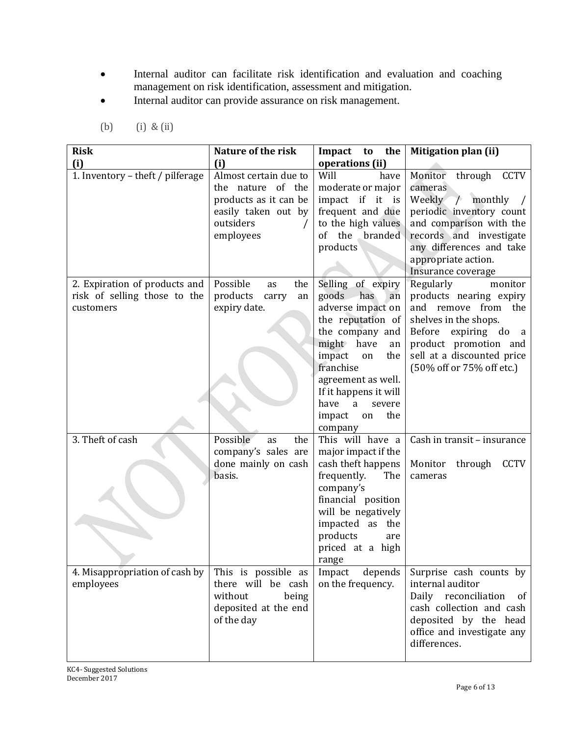- Internal auditor can facilitate risk identification and evaluation and coaching management on risk identification, assessment and mitigation.
- Internal auditor can provide assurance on risk management.

(b) (i) & (ii)

| **Risk (i)** | **Nature of the risk (i)** | **Impact to the operations (ii)** | **Mitigation plan (ii)** |
|---|---|---|---|
| 1. Inventory – theft / pilferage | Almost certain due to the nature of the products as it can be easily taken out by outsiders / employees | Will have moderate or major impact if it is frequent and due to the high values of the branded products | Monitor through CCTV cameras<br>Weekly / monthly / periodic inventory count and comparison with the records and investigate any differences and take appropriate action.<br>Insurance coverage |
| 2. Expiration of products and risk of selling those to the customers | Possible as the products carry an expiry date. | Selling of expiry goods has an adverse impact on the reputation of the company and might have an impact on the franchise agreement as well. If it happens it will have a severe impact on the company | Regularly monitor products nearing expiry and remove from the shelves in the shops.<br>Before expiring do a product promotion and sell at a discounted price (50% off or 75% off etc.) |
| 3. Theft of cash | Possible as the company's sales are done mainly on cash basis. | This will have a major impact if the cash theft happens frequently. The company's financial position will be negatively impacted as the products are priced at a high range | Cash in transit – insurance<br><br>Monitor through CCTV cameras |
| 4. Misappropriation of cash by employees | This is possible as there will be cash without being deposited at the end of the day | Impact depends on the frequency. | Surprise cash counts by internal auditor<br>Daily reconciliation of cash collection and cash deposited by the head office and investigate any differences. |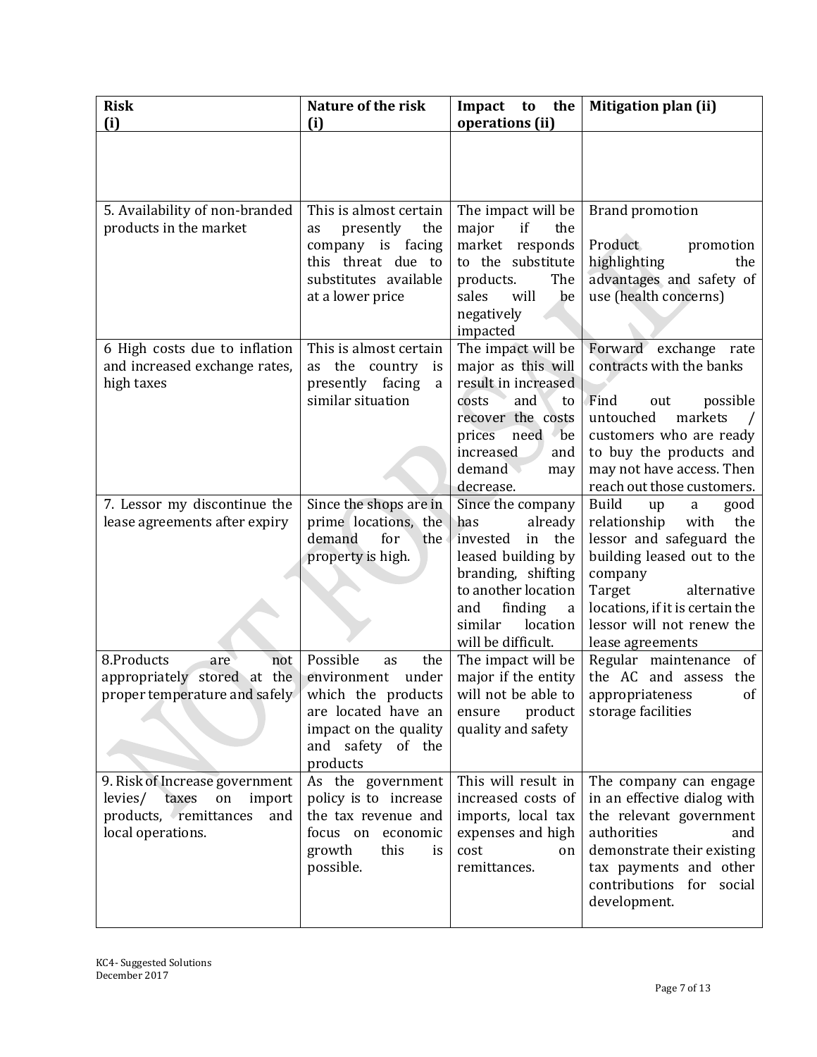| Risk (i) | Nature of the risk (i) | Impact to the operations (ii) | Mitigation plan (ii) |
|---|---|---|---|
| | | | |
| 5. Availability of non-branded products in the market | This is almost certain as presently the company is facing this threat due to substitutes available at a lower price | The impact will be major if the market responds to the substitute products. The sales will be negatively impacted | Brand promotion<br><br>Product promotion highlighting the advantages and safety of use (health concerns) |
| 6 High costs due to inflation and increased exchange rates, high taxes | This is almost certain as the country is presently facing a similar situation | The impact will be major as this will result in increased costs and to recover the costs prices need be increased and demand may decrease. | Forward exchange rate contracts with the banks<br><br>Find out possible untouched markets / customers who are ready to buy the products and may not have access. Then reach out those customers. |
| 7. Lessor my discontinue the lease agreements after expiry | Since the shops are in prime locations, the demand for the property is high. | Since the company has already invested in the leased building by branding, shifting to another location and finding a similar location will be difficult. | Build up a good relationship with the lessor and safeguard the building leased out to the company<br>Target alternative locations, if it is certain the lessor will not renew the lease agreements |
| 8.Products are not appropriately stored at the proper temperature and safely | Possible as the environment under which the products are located have an impact on the quality and safety of the products | The impact will be major if the entity will not be able to ensure product quality and safety | Regular maintenance of the AC and assess the appropriateness of storage facilities |
| 9. Risk of Increase government levies/ taxes on import products, remittances and local operations. | As the government policy is to increase the tax revenue and focus on economic growth this is possible. | This will result in increased costs of imports, local tax expenses and high cost on remittances. | The company can engage in an effective dialog with the relevant government authorities and demonstrate their existing tax payments and other contributions for social development. |

KC4- Suggested Solutions
December 2017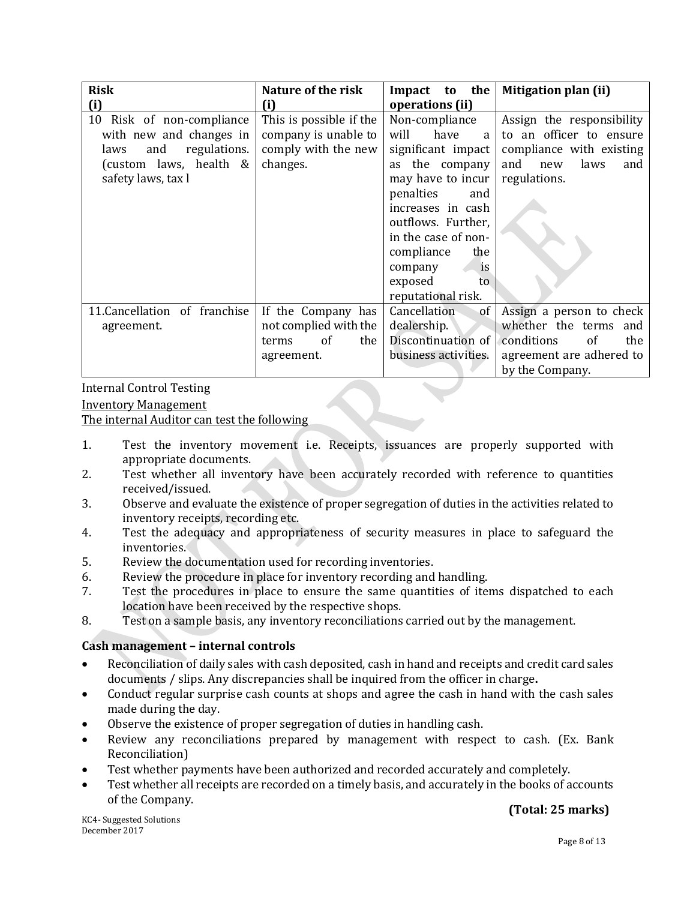| Risk (i) | Nature of the risk (i) | Impact to the operations (ii) | Mitigation plan (ii) |
|---|---|---|---|
| 10 Risk of non-compliance with new and changes in laws and regulations. (custom laws, health & safety laws, tax l | This is possible if the company is unable to comply with the new changes. | Non-compliance will have a significant impact as the company may have to incur penalties and increases in cash outflows. Further, in the case of non-compliance the company is exposed to reputational risk. | Assign the responsibility to an officer to ensure compliance with existing and new laws and regulations. |
| 11.Cancellation of franchise agreement. | If the Company has not complied with the terms of the agreement. | Cancellation of dealership. Discontinuation of business activities. | Assign a person to check whether the terms and conditions of the agreement are adhered to by the Company. |

Internal Control Testing

Inventory Management

The internal Auditor can test the following

1. Test the inventory movement i.e. Receipts, issuances are properly supported with appropriate documents.
2. Test whether all inventory have been accurately recorded with reference to quantities received/issued.
3. Observe and evaluate the existence of proper segregation of duties in the activities related to inventory receipts, recording etc.
4. Test the adequacy and appropriateness of security measures in place to safeguard the inventories.
5. Review the documentation used for recording inventories.
6. Review the procedure in place for inventory recording and handling.
7. Test the procedures in place to ensure the same quantities of items dispatched to each location have been received by the respective shops.
8. Test on a sample basis, any inventory reconciliations carried out by the management.

**Cash management – internal controls**

- Reconciliation of daily sales with cash deposited, cash in hand and receipts and credit card sales documents / slips. Any discrepancies shall be inquired from the officer in charge**.**
- Conduct regular surprise cash counts at shops and agree the cash in hand with the cash sales made during the day.
- Observe the existence of proper segregation of duties in handling cash.
- Review any reconciliations prepared by management with respect to cash. (Ex. Bank Reconciliation)
- Test whether payments have been authorized and recorded accurately and completely.
- Test whether all receipts are recorded on a timely basis, and accurately in the books of accounts of the Company.

**(Total: 25 marks)**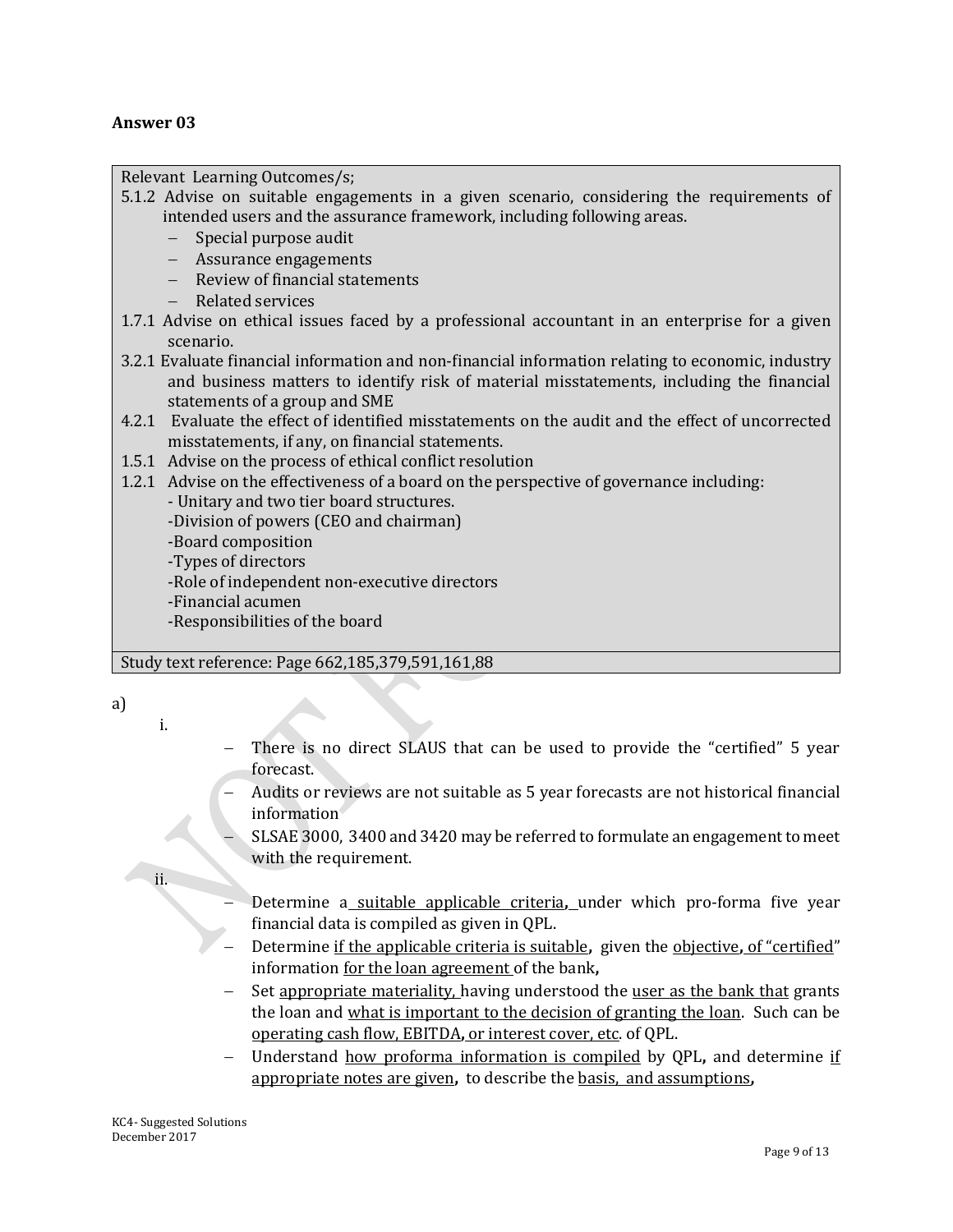## Answer 03

Relevant Learning Outcomes/s;

5.1.2 Advise on suitable engagements in a given scenario, considering the requirements of intended users and the assurance framework, including following areas.
- Special purpose audit
- Assurance engagements
- Review of financial statements
- Related services

1.7.1 Advise on ethical issues faced by a professional accountant in an enterprise for a given scenario.

3.2.1 Evaluate financial information and non-financial information relating to economic, industry and business matters to identify risk of material misstatements, including the financial statements of a group and SME

4.2.1 Evaluate the effect of identified misstatements on the audit and the effect of uncorrected misstatements, if any, on financial statements.

1.5.1 Advise on the process of ethical conflict resolution

1.2.1 Advise on the effectiveness of a board on the perspective of governance including:
- Unitary and two tier board structures.
- Division of powers (CEO and chairman)
- Board composition
- Types of directors
- Role of independent non-executive directors
- Financial acumen
- Responsibilities of the board

Study text reference: Page 662,185,379,591,161,88

a)

i.

- There is no direct SLAUS that can be used to provide the "certified" 5 year forecast.
- Audits or reviews are not suitable as 5 year forecasts are not historical financial information
- SLSAE 3000, 3400 and 3420 may be referred to formulate an engagement to meet with the requirement.

ii.

- Determine a suitable applicable criteria, under which pro-forma five year financial data is compiled as given in QPL.
- Determine if the applicable criteria is suitable, given the objective, of "certified" information for the loan agreement of the bank,
- Set appropriate materiality, having understood the user as the bank that grants the loan and what is important to the decision of granting the loan. Such can be operating cash flow, EBITDA, or interest cover, etc. of QPL.
- Understand how proforma information is compiled by QPL, and determine if appropriate notes are given, to describe the basis, and assumptions,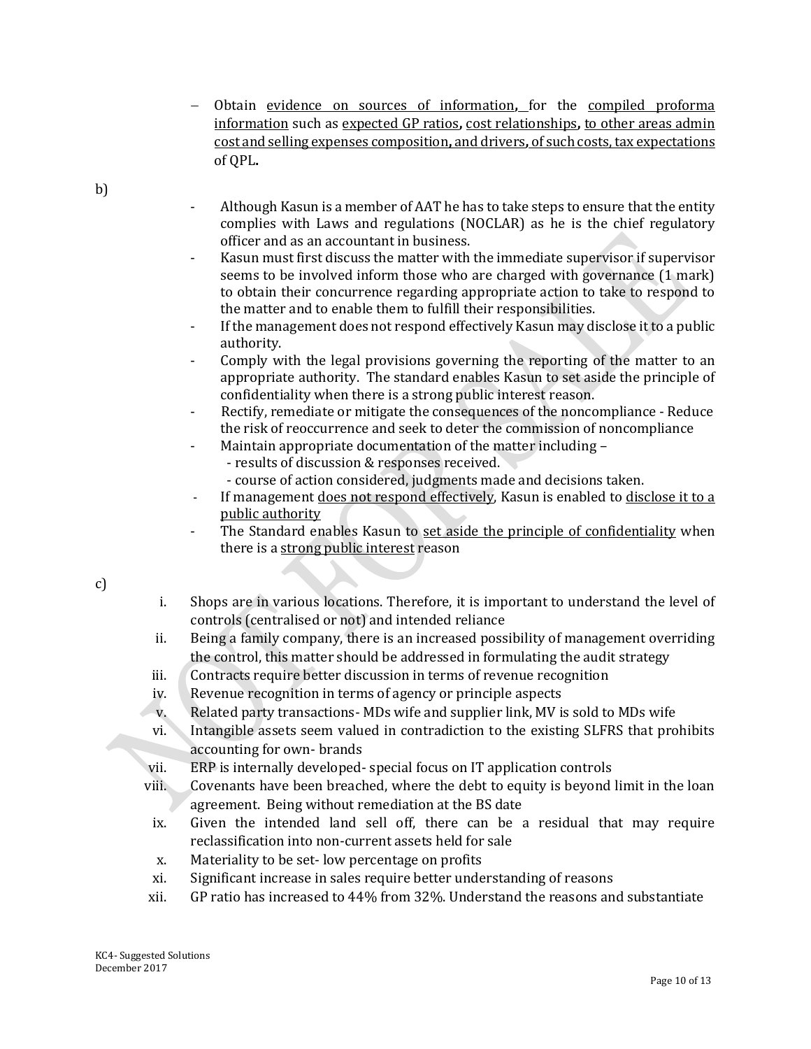- Obtain <u>evidence on sources of information</u>, for the <u>compiled proforma information</u> such as <u>expected GP ratios</u>, <u>cost relationships</u>, <u>to other areas admin cost and selling expenses composition</u>, and <u>drivers</u>, <u>of such costs</u>, <u>tax expectations</u> of QPL.

b)

- Although Kasun is a member of AAT he has to take steps to ensure that the entity complies with Laws and regulations (NOCLAR) as he is the chief regulatory officer and as an accountant in business.
- Kasun must first discuss the matter with the immediate supervisor if supervisor seems to be involved inform those who are charged with governance (1 mark) to obtain their concurrence regarding appropriate action to take to respond to the matter and to enable them to fulfill their responsibilities.
- If the management does not respond effectively Kasun may disclose it to a public authority.
- Comply with the legal provisions governing the reporting of the matter to an appropriate authority. The standard enables Kasun to set aside the principle of confidentiality when there is a strong public interest reason.
- Rectify, remediate or mitigate the consequences of the noncompliance - Reduce the risk of reoccurrence and seek to deter the commission of noncompliance
- Maintain appropriate documentation of the matter including –
  - results of discussion & responses received.
  - course of action considered, judgments made and decisions taken.
- If management <u>does not respond effectively</u>, Kasun is enabled to <u>disclose it to a public authority</u>
- The Standard enables Kasun to <u>set aside the principle of confidentiality</u> when there is a <u>strong public interest</u> reason

c)

i. Shops are in various locations. Therefore, it is important to understand the level of controls (centralised or not) and intended reliance
ii. Being a family company, there is an increased possibility of management overriding the control, this matter should be addressed in formulating the audit strategy
iii. Contracts require better discussion in terms of revenue recognition
iv. Revenue recognition in terms of agency or principle aspects
v. Related party transactions- MDs wife and supplier link, MV is sold to MDs wife
vi. Intangible assets seem valued in contradiction to the existing SLFRS that prohibits accounting for own- brands
vii. ERP is internally developed- special focus on IT application controls
viii. Covenants have been breached, where the debt to equity is beyond limit in the loan agreement. Being without remediation at the BS date
ix. Given the intended land sell off, there can be a residual that may require reclassification into non-current assets held for sale
x. Materiality to be set- low percentage on profits
xi. Significant increase in sales require better understanding of reasons
xii. GP ratio has increased to 44% from 32%. Understand the reasons and substantiate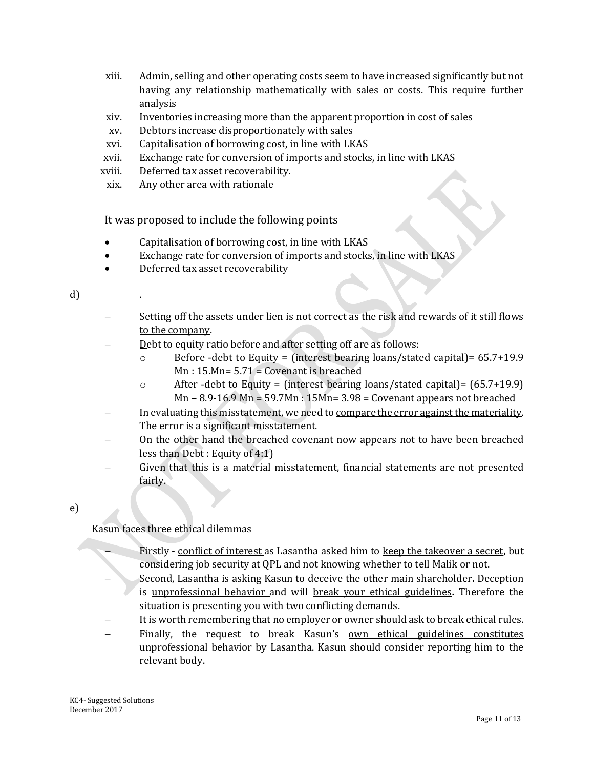xiii. Admin, selling and other operating costs seem to have increased significantly but not having any relationship mathematically with sales or costs. This require further analysis

xiv. Inventories increasing more than the apparent proportion in cost of sales

xv. Debtors increase disproportionately with sales

xvi. Capitalisation of borrowing cost, in line with LKAS

xvii. Exchange rate for conversion of imports and stocks, in line with LKAS

xviii. Deferred tax asset recoverability.

xix. Any other area with rationale

It was proposed to include the following points

- Capitalisation of borrowing cost, in line with LKAS
- Exchange rate for conversion of imports and stocks, in line with LKAS
- Deferred tax asset recoverability

d) .

- Setting off the assets under lien is not correct as the risk and rewards of it still flows to the company.
- Debt to equity ratio before and after setting off are as follows:
  - Before -debt to Equity = (interest bearing loans/stated capital)= 65.7+19.9 Mn : 15.Mn= 5.71 = Covenant is breached
  - After -debt to Equity = (interest bearing loans/stated capital)= (65.7+19.9) Mn – 8.9-16.9 Mn = 59.7Mn : 15Mn= 3.98 = Covenant appears not breached
- In evaluating this misstatement, we need to compare the error against the materiality. The error is a significant misstatement.
- On the other hand the breached covenant now appears not to have been breached less than Debt : Equity of 4:1)
- Given that this is a material misstatement, financial statements are not presented fairly.

e)

Kasun faces three ethical dilemmas

- Firstly - conflict of interest as Lasantha asked him to keep the takeover a secret**,** but considering job security at QPL and not knowing whether to tell Malik or not.
- Second, Lasantha is asking Kasun to deceive the other main shareholder**.** Deception is unprofessional behavior and will break your ethical guidelines**.** Therefore the situation is presenting you with two conflicting demands.
- It is worth remembering that no employer or owner should ask to break ethical rules.
- Finally, the request to break Kasun's own ethical guidelines constitutes unprofessional behavior by Lasantha. Kasun should consider reporting him to the relevant body.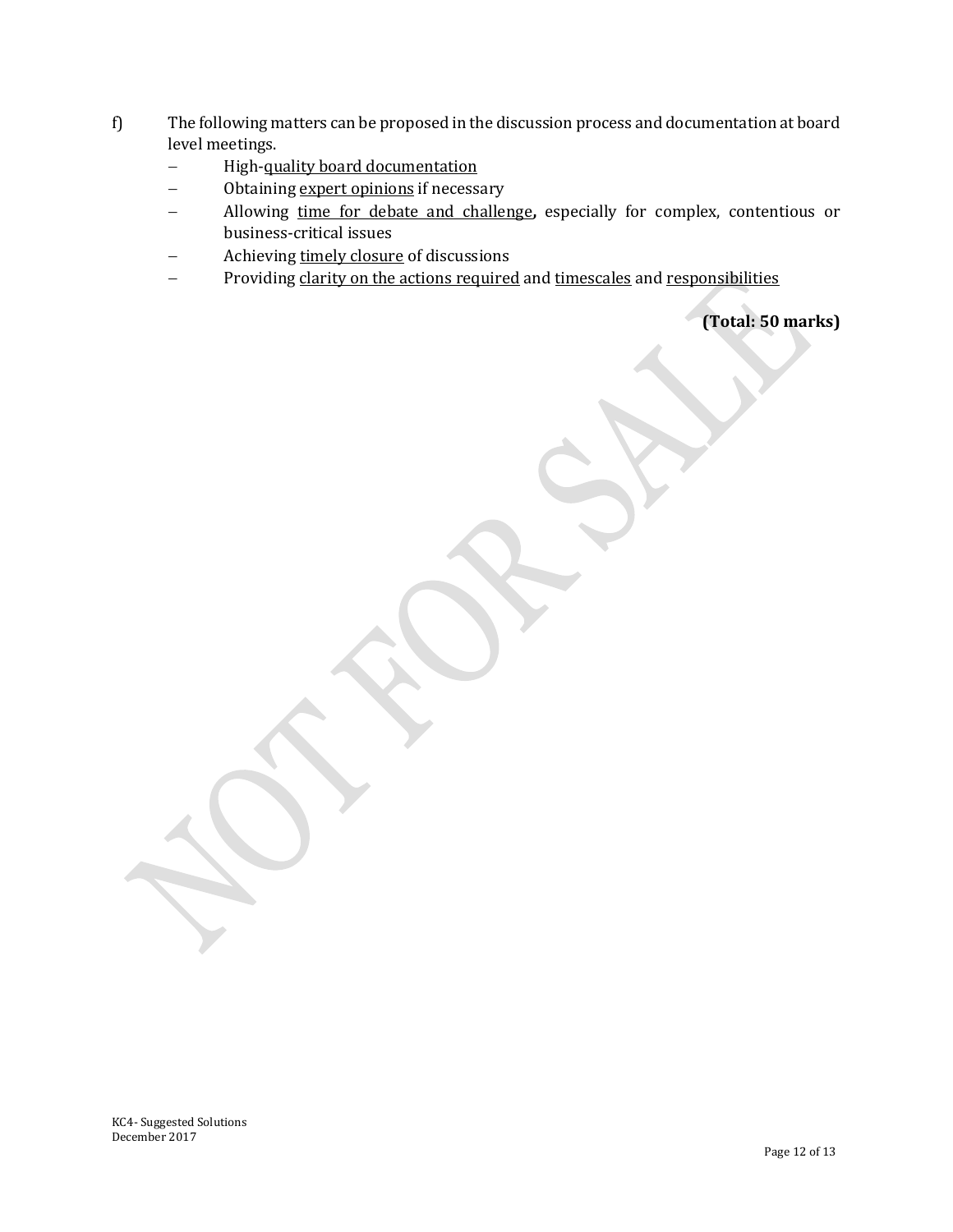f) The following matters can be proposed in the discussion process and documentation at board level meetings.

- High-<u>quality board documentation</u>
- Obtaining <u>expert opinions</u> if necessary
- Allowing <u>time for debate and challenge</u>**,** especially for complex, contentious or business-critical issues
- Achieving <u>timely closure</u> of discussions
- Providing <u>clarity on the actions required</u> and <u>timescales</u> and <u>responsibilities</u>

**(Total: 50 marks)**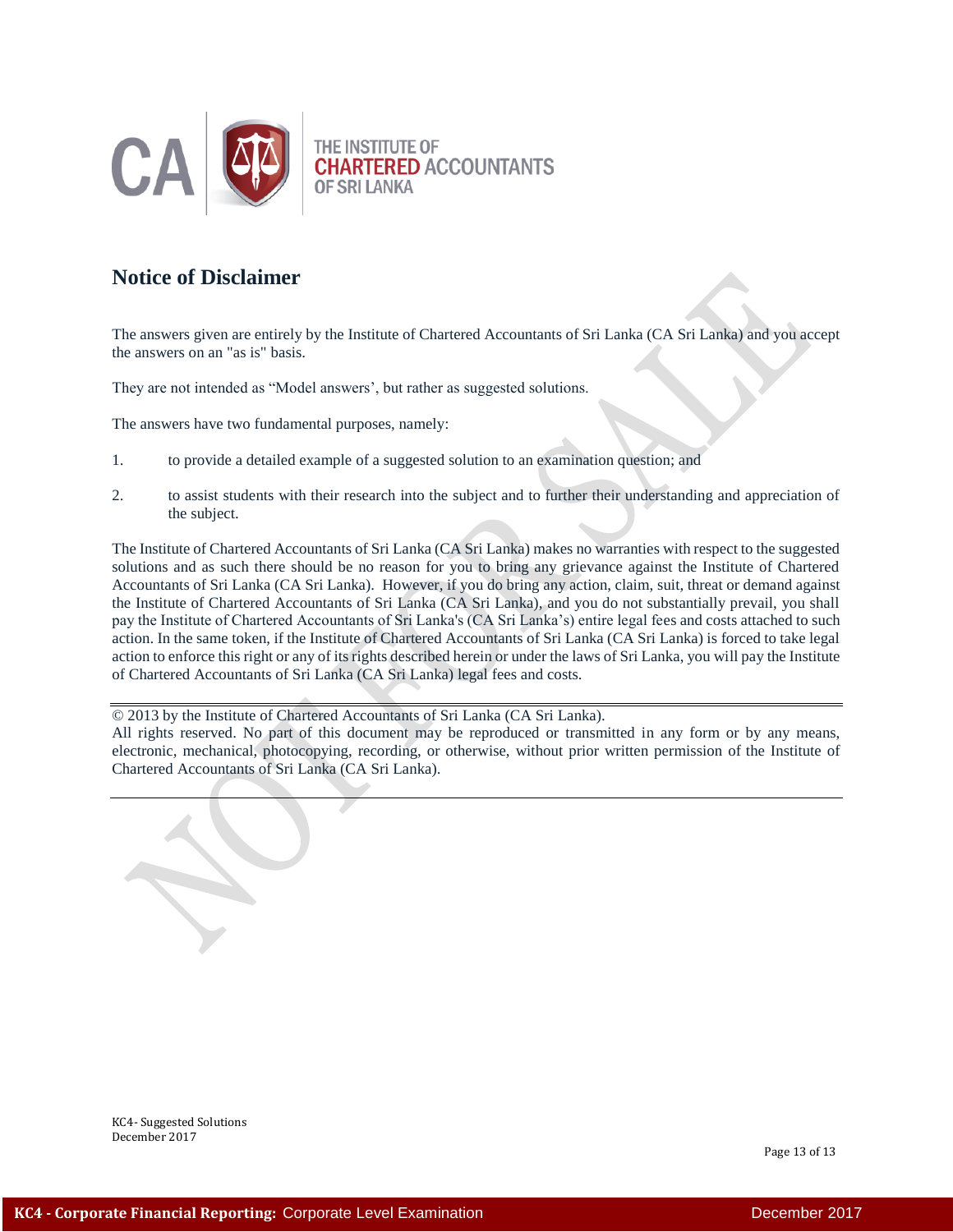THE INSTITUTE OF CHARTERED ACCOUNTANTS OF SRI LANKA

## Notice of Disclaimer

The answers given are entirely by the Institute of Chartered Accountants of Sri Lanka (CA Sri Lanka) and you accept the answers on an "as is" basis.

They are not intended as "Model answers', but rather as suggested solutions.

The answers have two fundamental purposes, namely:

1. to provide a detailed example of a suggested solution to an examination question; and

2. to assist students with their research into the subject and to further their understanding and appreciation of the subject.

The Institute of Chartered Accountants of Sri Lanka (CA Sri Lanka) makes no warranties with respect to the suggested solutions and as such there should be no reason for you to bring any grievance against the Institute of Chartered Accountants of Sri Lanka (CA Sri Lanka). However, if you do bring any action, claim, suit, threat or demand against the Institute of Chartered Accountants of Sri Lanka (CA Sri Lanka), and you do not substantially prevail, you shall pay the Institute of Chartered Accountants of Sri Lanka's (CA Sri Lanka's) entire legal fees and costs attached to such action. In the same token, if the Institute of Chartered Accountants of Sri Lanka (CA Sri Lanka) is forced to take legal action to enforce this right or any of its rights described herein or under the laws of Sri Lanka, you will pay the Institute of Chartered Accountants of Sri Lanka (CA Sri Lanka) legal fees and costs.

---

© 2013 by the Institute of Chartered Accountants of Sri Lanka (CA Sri Lanka).
All rights reserved. No part of this document may be reproduced or transmitted in any form or by any means, electronic, mechanical, photocopying, recording, or otherwise, without prior written permission of the Institute of Chartered Accountants of Sri Lanka (CA Sri Lanka).

---